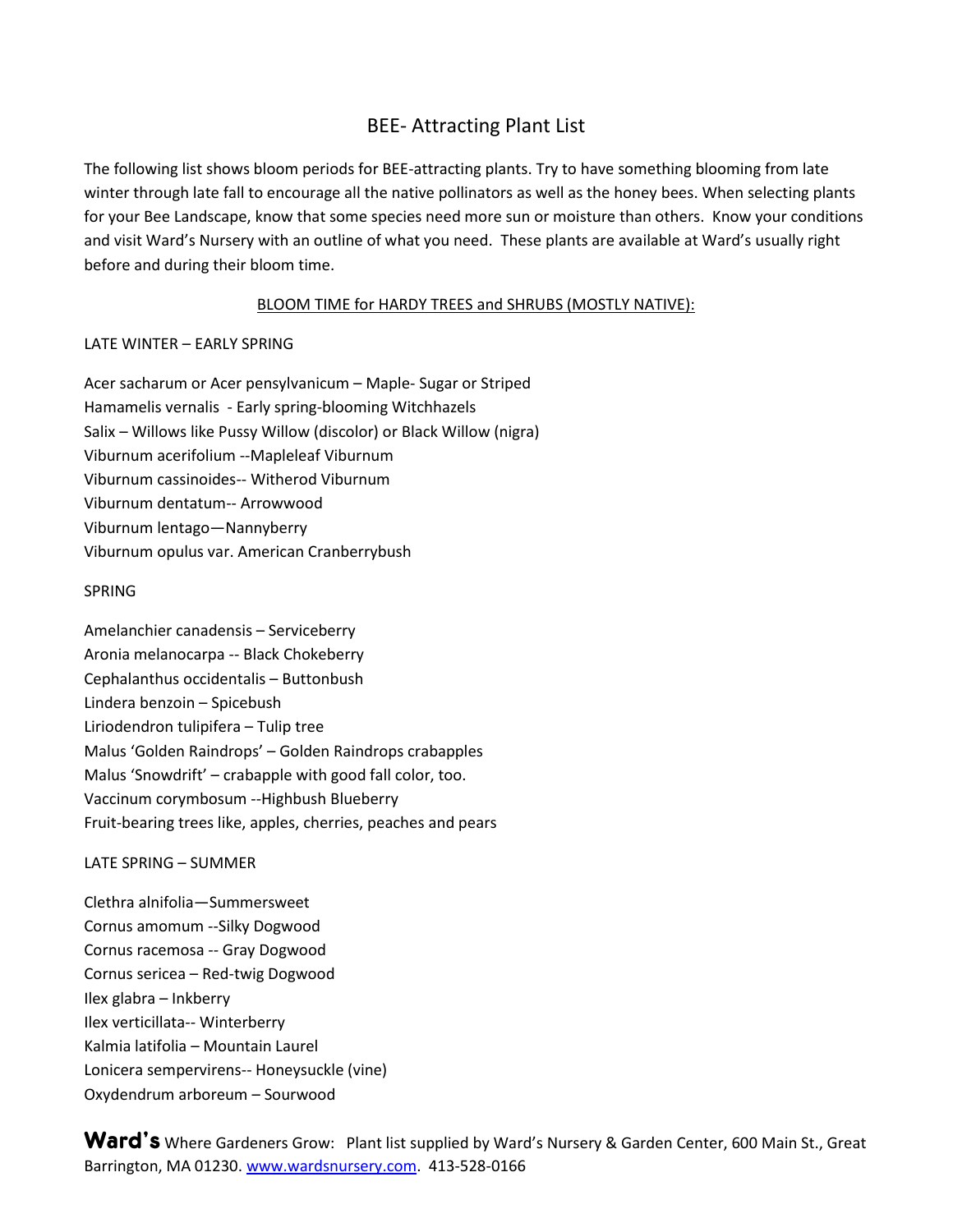# BEE- Attracting Plant List

The following list shows bloom periods for BEE-attracting plants. Try to have something blooming from late winter through late fall to encourage all the native pollinators as well as the honey bees. When selecting plants for your Bee Landscape, know that some species need more sun or moisture than others. Know your conditions and visit Ward's Nursery with an outline of what you need. These plants are available at Ward's usually right before and during their bloom time.

## BLOOM TIME for HARDY TREES and SHRUBS (MOSTLY NATIVE):

### LATE WINTER – EARLY SPRING

Acer sacharum or Acer pensylvanicum – Maple- Sugar or Striped
Hamamelis vernalis - Early spring-blooming Witchhazels
Salix – Willows like Pussy Willow (discolor) or Black Willow (nigra)
Viburnum acerifolium --Mapleleaf Viburnum
Viburnum cassinoides-- Witherod Viburnum
Viburnum dentatum-- Arrowwood
Viburnum lentago—Nannyberry
Viburnum opulus var. American Cranberrybush

### SPRING

Amelanchier canadensis – Serviceberry
Aronia melanocarpa -- Black Chokeberry
Cephalanthus occidentalis – Buttonbush
Lindera benzoin – Spicebush
Liriodendron tulipifera – Tulip tree
Malus 'Golden Raindrops' – Golden Raindrops crabapples
Malus 'Snowdrift' – crabapple with good fall color, too.
Vaccinum corymbosum --Highbush Blueberry
Fruit-bearing trees like, apples, cherries, peaches and pears

### LATE SPRING – SUMMER

Clethra alnifolia—Summersweet
Cornus amomum --Silky Dogwood
Cornus racemosa -- Gray Dogwood
Cornus sericea – Red-twig Dogwood
Ilex glabra – Inkberry
Ilex verticillata-- Winterberry
Kalmia latifolia – Mountain Laurel
Lonicera sempervirens-- Honeysuckle (vine)
Oxydendrum arboreum – Sourwood

**Ward's** Where Gardeners Grow: Plant list supplied by Ward's Nursery & Garden Center, 600 Main St., Great Barrington, MA 01230. www.wardsnursery.com. 413-528-0166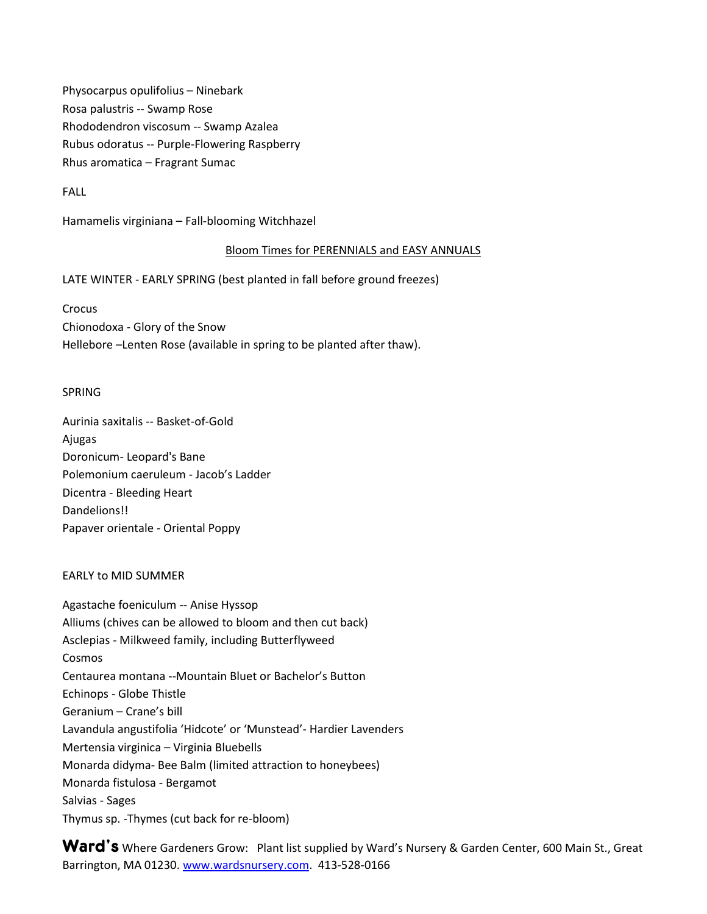Physocarpus opulifolius – Ninebark
Rosa palustris -- Swamp Rose
Rhododendron viscosum -- Swamp Azalea
Rubus odoratus -- Purple-Flowering Raspberry
Rhus aromatica – Fragrant Sumac

FALL

Hamamelis virginiana – Fall-blooming Witchhazel

## Bloom Times for PERENNIALS and EASY ANNUALS

LATE WINTER - EARLY SPRING (best planted in fall before ground freezes)

Crocus
Chionodoxa - Glory of the Snow
Hellebore –Lenten Rose (available in spring to be planted after thaw).

SPRING

Aurinia saxitalis -- Basket-of-Gold
Ajugas
Doronicum- Leopard's Bane
Polemonium caeruleum - Jacob's Ladder
Dicentra - Bleeding Heart
Dandelions!!
Papaver orientale - Oriental Poppy

EARLY to MID SUMMER

Agastache foeniculum -- Anise Hyssop
Alliums (chives can be allowed to bloom and then cut back)
Asclepias - Milkweed family, including Butterflyweed
Cosmos
Centaurea montana --Mountain Bluet or Bachelor's Button
Echinops - Globe Thistle
Geranium – Crane's bill
Lavandula angustifolia 'Hidcote' or 'Munstead'- Hardier Lavenders
Mertensia virginica – Virginia Bluebells
Monarda didyma- Bee Balm (limited attraction to honeybees)
Monarda fistulosa - Bergamot
Salvias - Sages
Thymus sp. -Thymes (cut back for re-bloom)

**Ward's** Where Gardeners Grow: Plant list supplied by Ward's Nursery & Garden Center, 600 Main St., Great Barrington, MA 01230. www.wardsnursery.com. 413-528-0166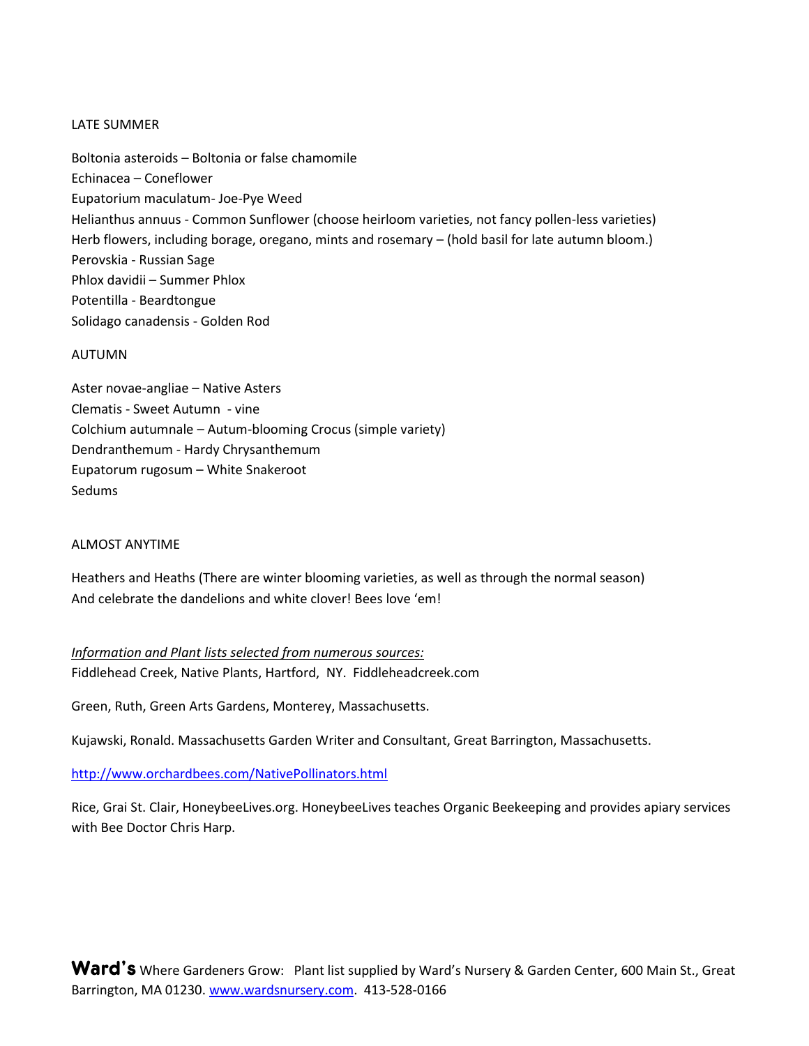## LATE SUMMER

Boltonia asteroids – Boltonia or false chamomile
Echinacea – Coneflower
Eupatorium maculatum- Joe-Pye Weed
Helianthus annuus - Common Sunflower (choose heirloom varieties, not fancy pollen-less varieties)
Herb flowers, including borage, oregano, mints and rosemary – (hold basil for late autumn bloom.)
Perovskia - Russian Sage
Phlox davidii – Summer Phlox
Potentilla - Beardtongue
Solidago canadensis - Golden Rod

## AUTUMN

Aster novae-angliae – Native Asters
Clematis - Sweet Autumn - vine
Colchium autumnale – Autum-blooming Crocus (simple variety)
Dendranthemum - Hardy Chrysanthemum
Eupatorum rugosum – White Snakeroot
Sedums

## ALMOST ANYTIME

Heathers and Heaths (There are winter blooming varieties, as well as through the normal season)
And celebrate the dandelions and white clover! Bees love 'em!

*Information and Plant lists selected from numerous sources:*
Fiddlehead Creek, Native Plants, Hartford, NY. Fiddleheadcreek.com

Green, Ruth, Green Arts Gardens, Monterey, Massachusetts.

Kujawski, Ronald. Massachusetts Garden Writer and Consultant, Great Barrington, Massachusetts.

http://www.orchardbees.com/NativePollinators.html

Rice, Grai St. Clair, HoneybeeLives.org. HoneybeeLives teaches Organic Beekeeping and provides apiary services with Bee Doctor Chris Harp.

**Ward's** Where Gardeners Grow: Plant list supplied by Ward's Nursery & Garden Center, 600 Main St., Great Barrington, MA 01230. www.wardsnursery.com. 413-528-0166